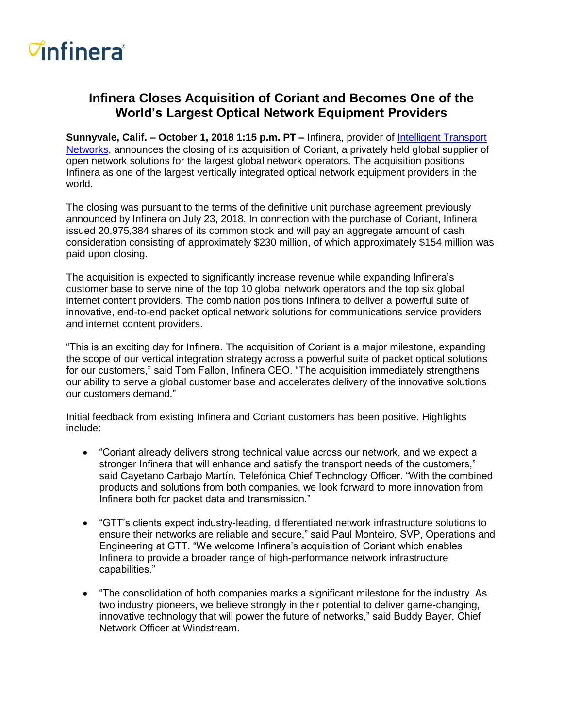# Infinera Closes Acquisition of Coriant and Becomes One of the World's Largest Optical Network Equipment Providers

**Sunnyvale, Calif. – October 1, 2018 1:15 p.m. PT –** Infinera, provider of Intelligent Transport Networks, announces the closing of its acquisition of Coriant, a privately held global supplier of open network solutions for the largest global network operators. The acquisition positions Infinera as one of the largest vertically integrated optical network equipment providers in the world.

The closing was pursuant to the terms of the definitive unit purchase agreement previously announced by Infinera on July 23, 2018. In connection with the purchase of Coriant, Infinera issued 20,975,384 shares of its common stock and will pay an aggregate amount of cash consideration consisting of approximately $230 million, of which approximately $154 million was paid upon closing.

The acquisition is expected to significantly increase revenue while expanding Infinera's customer base to serve nine of the top 10 global network operators and the top six global internet content providers. The combination positions Infinera to deliver a powerful suite of innovative, end-to-end packet optical network solutions for communications service providers and internet content providers.

"This is an exciting day for Infinera. The acquisition of Coriant is a major milestone, expanding the scope of our vertical integration strategy across a powerful suite of packet optical solutions for our customers," said Tom Fallon, Infinera CEO. "The acquisition immediately strengthens our ability to serve a global customer base and accelerates delivery of the innovative solutions our customers demand."

Initial feedback from existing Infinera and Coriant customers has been positive. Highlights include:

- "Coriant already delivers strong technical value across our network, and we expect a stronger Infinera that will enhance and satisfy the transport needs of the customers," said Cayetano Carbajo Martín, Telefónica Chief Technology Officer. "With the combined products and solutions from both companies, we look forward to more innovation from Infinera both for packet data and transmission."

- "GTT's clients expect industry-leading, differentiated network infrastructure solutions to ensure their networks are reliable and secure," said Paul Monteiro, SVP, Operations and Engineering at GTT. "We welcome Infinera's acquisition of Coriant which enables Infinera to provide a broader range of high-performance network infrastructure capabilities."

- "The consolidation of both companies marks a significant milestone for the industry. As two industry pioneers, we believe strongly in their potential to deliver game-changing, innovative technology that will power the future of networks," said Buddy Bayer, Chief Network Officer at Windstream.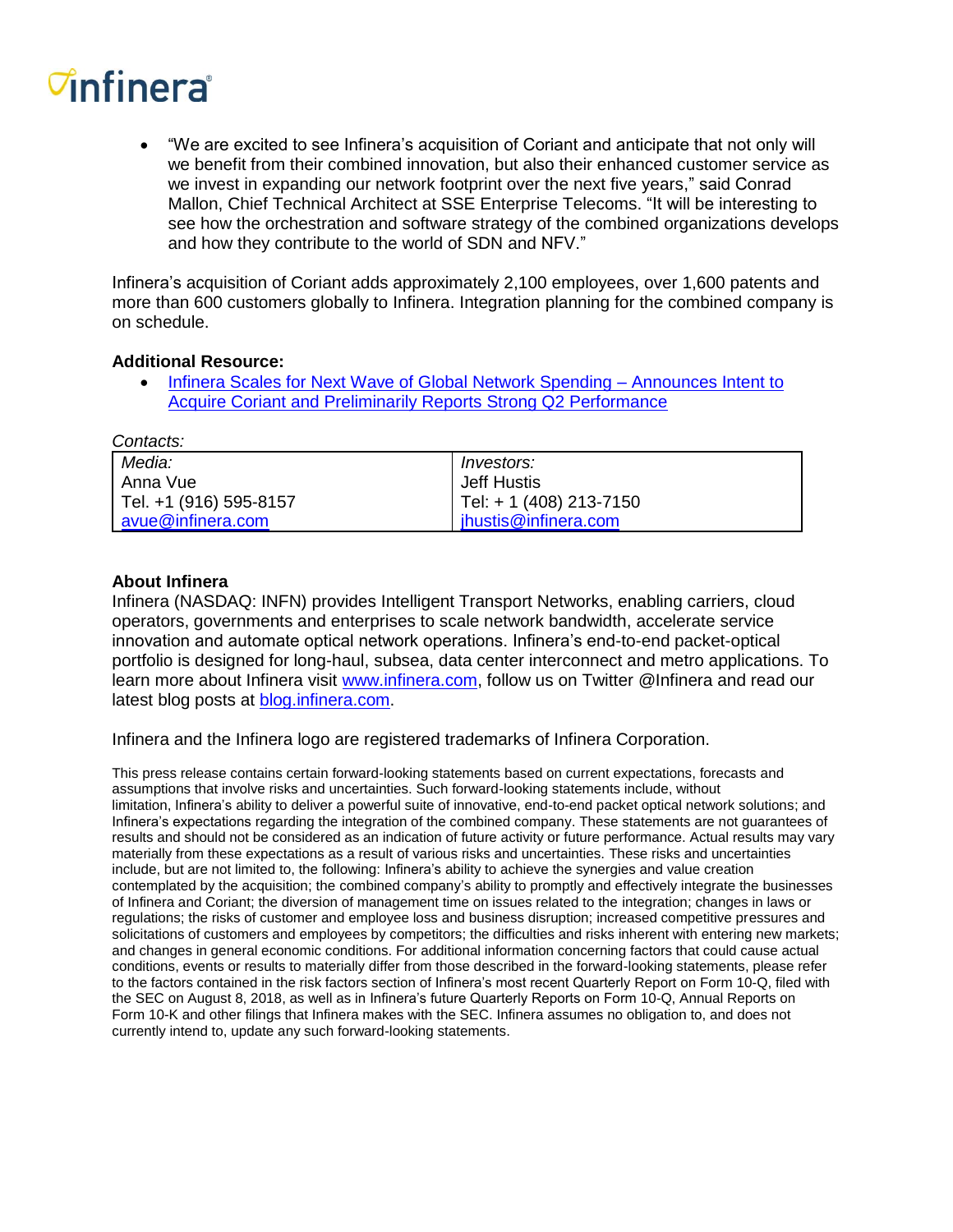- "We are excited to see Infinera's acquisition of Coriant and anticipate that not only will we benefit from their combined innovation, but also their enhanced customer service as we invest in expanding our network footprint over the next five years," said Conrad Mallon, Chief Technical Architect at SSE Enterprise Telecoms. "It will be interesting to see how the orchestration and software strategy of the combined organizations develops and how they contribute to the world of SDN and NFV."

Infinera's acquisition of Coriant adds approximately 2,100 employees, over 1,600 patents and more than 600 customers globally to Infinera. Integration planning for the combined company is on schedule.

**Additional Resource:**

- Infinera Scales for Next Wave of Global Network Spending – Announces Intent to Acquire Coriant and Preliminarily Reports Strong Q2 Performance

*Contacts:*

| | |
|---|---|
| *Media:* | *Investors:* |
| Anna Vue | Jeff Hustis |
| Tel. +1 (916) 595-8157 | Tel: + 1 (408) 213-7150 |
| avue@infinera.com | jhustis@infinera.com |

**About Infinera**

Infinera (NASDAQ: INFN) provides Intelligent Transport Networks, enabling carriers, cloud operators, governments and enterprises to scale network bandwidth, accelerate service innovation and automate optical network operations. Infinera's end-to-end packet-optical portfolio is designed for long-haul, subsea, data center interconnect and metro applications. To learn more about Infinera visit www.infinera.com, follow us on Twitter @Infinera and read our latest blog posts at blog.infinera.com.

Infinera and the Infinera logo are registered trademarks of Infinera Corporation.

This press release contains certain forward-looking statements based on current expectations, forecasts and assumptions that involve risks and uncertainties. Such forward-looking statements include, without limitation, Infinera's ability to deliver a powerful suite of innovative, end-to-end packet optical network solutions; and Infinera's expectations regarding the integration of the combined company. These statements are not guarantees of results and should not be considered as an indication of future activity or future performance. Actual results may vary materially from these expectations as a result of various risks and uncertainties. These risks and uncertainties include, but are not limited to, the following: Infinera's ability to achieve the synergies and value creation contemplated by the acquisition; the combined company's ability to promptly and effectively integrate the businesses of Infinera and Coriant; the diversion of management time on issues related to the integration; changes in laws or regulations; the risks of customer and employee loss and business disruption; increased competitive pressures and solicitations of customers and employees by competitors; the difficulties and risks inherent with entering new markets; and changes in general economic conditions. For additional information concerning factors that could cause actual conditions, events or results to materially differ from those described in the forward-looking statements, please refer to the factors contained in the risk factors section of Infinera's most recent Quarterly Report on Form 10-Q, filed with the SEC on August 8, 2018, as well as in Infinera's future Quarterly Reports on Form 10-Q, Annual Reports on Form 10-K and other filings that Infinera makes with the SEC. Infinera assumes no obligation to, and does not currently intend to, update any such forward-looking statements.